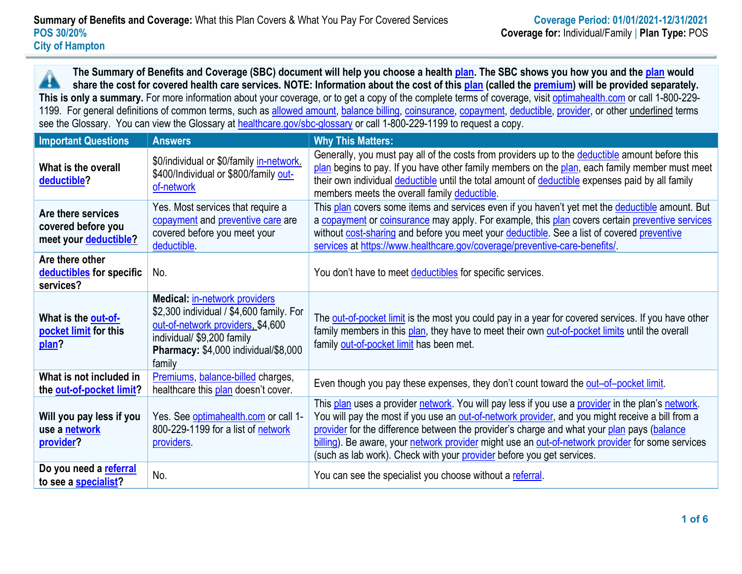**Summary of Benefits and Coverage:** What this Plan Covers & What You Pay For Covered Services
**POS 30/20%**
**City of Hampton**

**Coverage Period: 01/01/2021-12/31/2021**
**Coverage for:** Individual/Family | **Plan Type:** POS

**The Summary of Benefits and Coverage (SBC) document will help you choose a health plan. The SBC shows you how you and the plan would share the cost for covered health care services. NOTE: Information about the cost of this plan (called the premium) will be provided separately. This is only a summary.** For more information about your coverage, or to get a copy of the complete terms of coverage, visit optimahealth.com or call 1-800-229-1199. For general definitions of common terms, such as allowed amount, balance billing, coinsurance, copayment, deductible, provider, or other underlined terms see the Glossary. You can view the Glossary at healthcare.gov/sbc-glossary or call 1-800-229-1199 to request a copy.

| Important Questions | Answers | Why This Matters: |
|---|---|---|
| **What is the overall deductible?** | $0/individual or $0/family in-network. $400/Individual or $800/family out-of-network | Generally, you must pay all of the costs from providers up to the deductible amount before this plan begins to pay. If you have other family members on the plan, each family member must meet their own individual deductible until the total amount of deductible expenses paid by all family members meets the overall family deductible. |
| **Are there services covered before you meet your deductible?** | Yes. Most services that require a copayment and preventive care are covered before you meet your deductible. | This plan covers some items and services even if you haven't yet met the deductible amount. But a copayment or coinsurance may apply. For example, this plan covers certain preventive services without cost-sharing and before you meet your deductible. See a list of covered preventive services at https://www.healthcare.gov/coverage/preventive-care-benefits/. |
| **Are there other deductibles for specific services?** | No. | You don't have to meet deductibles for specific services. |
| **What is the out-of-pocket limit for this plan?** | **Medical:** in-network providers $2,300 individual / $4,600 family. For out-of-network providers, $4,600 individual/ $9,200 family **Pharmacy:** $4,000 individual/$8,000 family | The out-of-pocket limit is the most you could pay in a year for covered services. If you have other family members in this plan, they have to meet their own out-of-pocket limits until the overall family out-of-pocket limit has been met. |
| **What is not included in the out-of-pocket limit?** | Premiums, balance-billed charges, healthcare this plan doesn't cover. | Even though you pay these expenses, they don't count toward the out–of–pocket limit. |
| **Will you pay less if you use a network provider?** | Yes. See optimahealth.com or call 1-800-229-1199 for a list of network providers. | This plan uses a provider network. You will pay less if you use a provider in the plan's network. You will pay the most if you use an out-of-network provider, and you might receive a bill from a provider for the difference between the provider's charge and what your plan pays (balance billing). Be aware, your network provider might use an out-of-network provider for some services (such as lab work). Check with your provider before you get services. |
| **Do you need a referral to see a specialist?** | No. | You can see the specialist you choose without a referral. |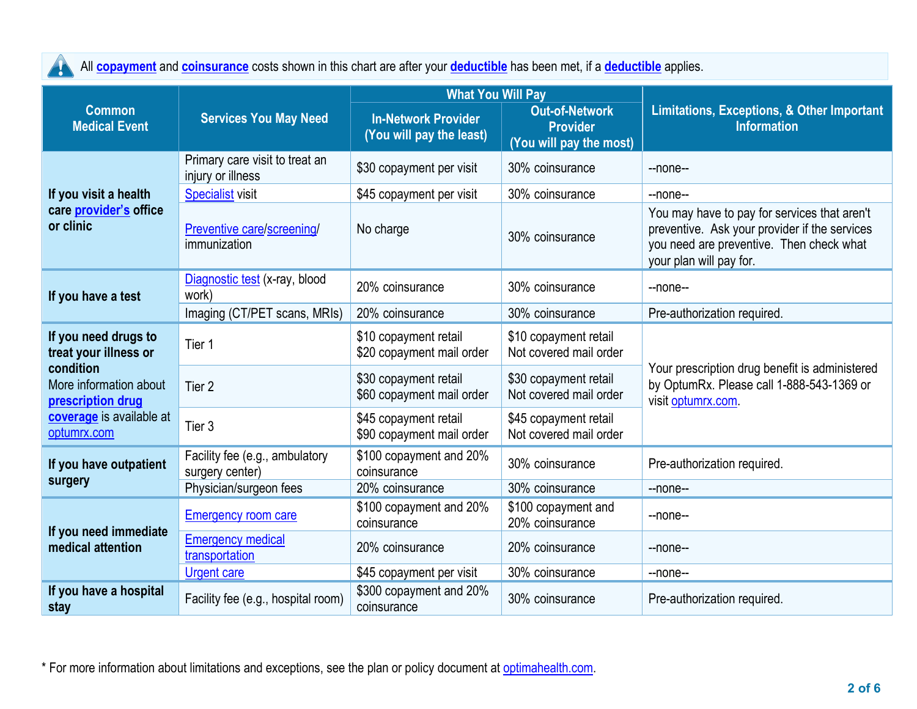All **copayment** and **coinsurance** costs shown in this chart are after your **deductible** has been met, if a **deductible** applies.

| Common Medical Event | Services You May Need | What You Will Pay | | Limitations, Exceptions, & Other Important Information |
|---|---|---|---|---|
| | | In-Network Provider (You will pay the least) | Out-of-Network Provider (You will pay the most) | |
| **If you visit a health care provider's office or clinic** | Primary care visit to treat an injury or illness | $30 copayment per visit | 30% coinsurance | --none-- |
| | Specialist visit | $45 copayment per visit | 30% coinsurance | --none-- |
| | Preventive care/screening/ immunization | No charge | 30% coinsurance | You may have to pay for services that aren't preventive. Ask your provider if the services you need are preventive. Then check what your plan will pay for. |
| **If you have a test** | Diagnostic test (x-ray, blood work) | 20% coinsurance | 30% coinsurance | --none-- |
| | Imaging (CT/PET scans, MRIs) | 20% coinsurance | 30% coinsurance | Pre-authorization required. |
| **If you need drugs to treat your illness or condition** More information about **prescription drug coverage** is available at optumrx.com | Tier 1 | $10 copayment retail<br>$20 copayment mail order | $10 copayment retail<br>Not covered mail order | Your prescription drug benefit is administered by OptumRx. Please call 1-888-543-1369 or visit optumrx.com. |
| | Tier 2 | $30 copayment retail<br>$60 copayment mail order | $30 copayment retail<br>Not covered mail order | |
| | Tier 3 | $45 copayment retail<br>$90 copayment mail order | $45 copayment retail<br>Not covered mail order | |
| **If you have outpatient surgery** | Facility fee (e.g., ambulatory surgery center) | $100 copayment and 20% coinsurance | 30% coinsurance | Pre-authorization required. |
| | Physician/surgeon fees | 20% coinsurance | 30% coinsurance | --none-- |
| **If you need immediate medical attention** | Emergency room care | $100 copayment and 20% coinsurance | $100 copayment and 20% coinsurance | --none-- |
| | Emergency medical transportation | 20% coinsurance | 20% coinsurance | --none-- |
| | Urgent care | $45 copayment per visit | 30% coinsurance | --none-- |
| **If you have a hospital stay** | Facility fee (e.g., hospital room) | $300 copayment and 20% coinsurance | 30% coinsurance | Pre-authorization required. |

* For more information about limitations and exceptions, see the plan or policy document at optimahealth.com.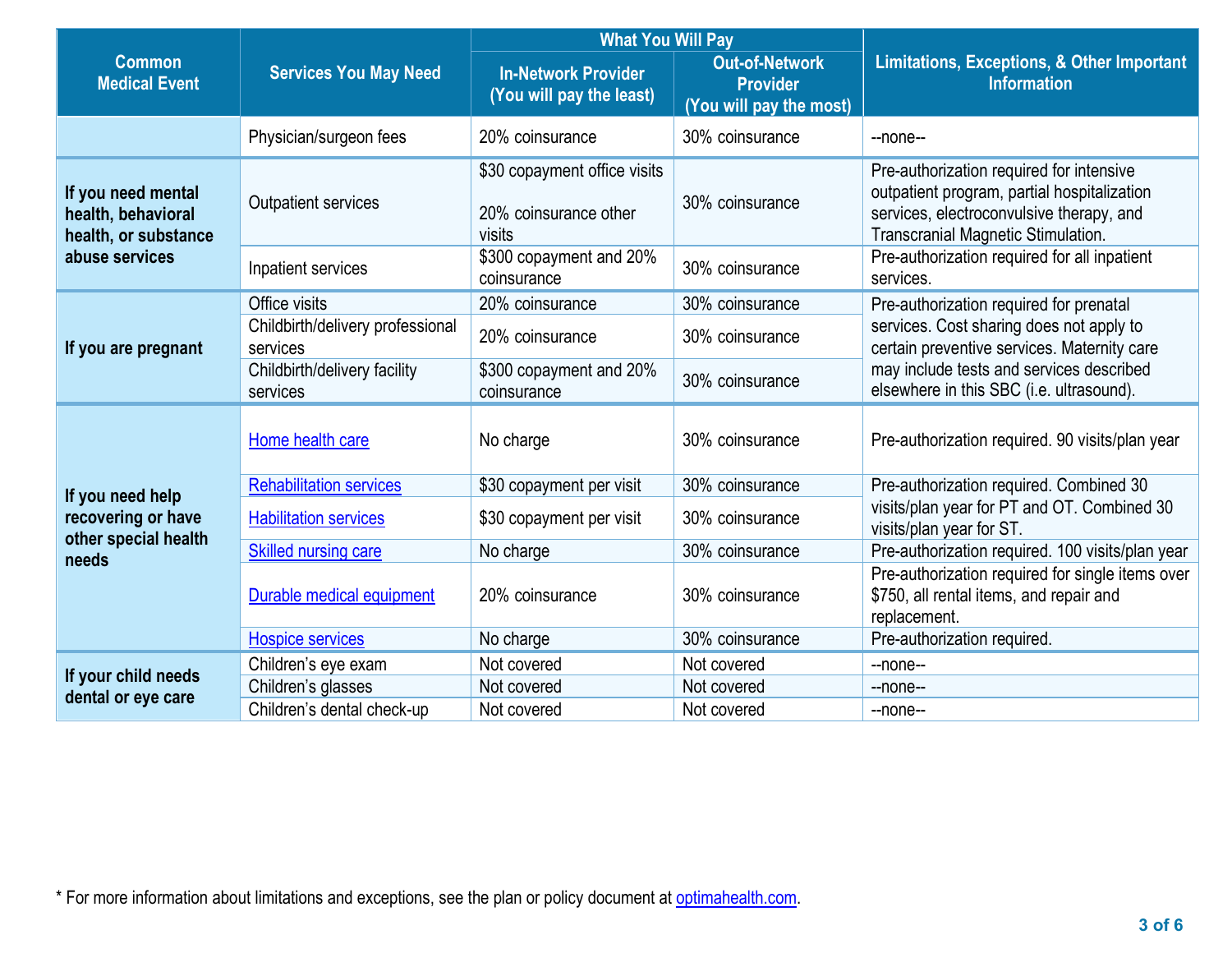| Common Medical Event | Services You May Need | What You Will Pay | | Limitations, Exceptions, & Other Important Information |
|---|---|---|---|---|
| | | In-Network Provider (You will pay the least) | Out-of-Network Provider (You will pay the most) | |
| | Physician/surgeon fees | 20% coinsurance | 30% coinsurance | --none-- |
| If you need mental health, behavioral health, or substance abuse services | Outpatient services | $30 copayment office visits<br><br>20% coinsurance other visits | 30% coinsurance | Pre-authorization required for intensive outpatient program, partial hospitalization services, electroconvulsive therapy, and Transcranial Magnetic Stimulation. |
| | Inpatient services | $300 copayment and 20% coinsurance | 30% coinsurance | Pre-authorization required for all inpatient services. |
| If you are pregnant | Office visits | 20% coinsurance | 30% coinsurance | Pre-authorization required for prenatal services. Cost sharing does not apply to certain preventive services. Maternity care may include tests and services described elsewhere in this SBC (i.e. ultrasound). |
| | Childbirth/delivery professional services | 20% coinsurance | 30% coinsurance | |
| | Childbirth/delivery facility services | $300 copayment and 20% coinsurance | 30% coinsurance | |
| If you need help recovering or have other special health needs | Home health care | No charge | 30% coinsurance | Pre-authorization required. 90 visits/plan year |
| | Rehabilitation services | $30 copayment per visit | 30% coinsurance | Pre-authorization required. Combined 30 visits/plan year for PT and OT. Combined 30 visits/plan year for ST. |
| | Habilitation services | $30 copayment per visit | 30% coinsurance | |
| | Skilled nursing care | No charge | 30% coinsurance | Pre-authorization required. 100 visits/plan year |
| | Durable medical equipment | 20% coinsurance | 30% coinsurance | Pre-authorization required for single items over $750, all rental items, and repair and replacement. |
| | Hospice services | No charge | 30% coinsurance | Pre-authorization required. |
| If your child needs dental or eye care | Children's eye exam | Not covered | Not covered | --none-- |
| | Children's glasses | Not covered | Not covered | --none-- |
| | Children's dental check-up | Not covered | Not covered | --none-- |

* For more information about limitations and exceptions, see the plan or policy document at optimahealth.com.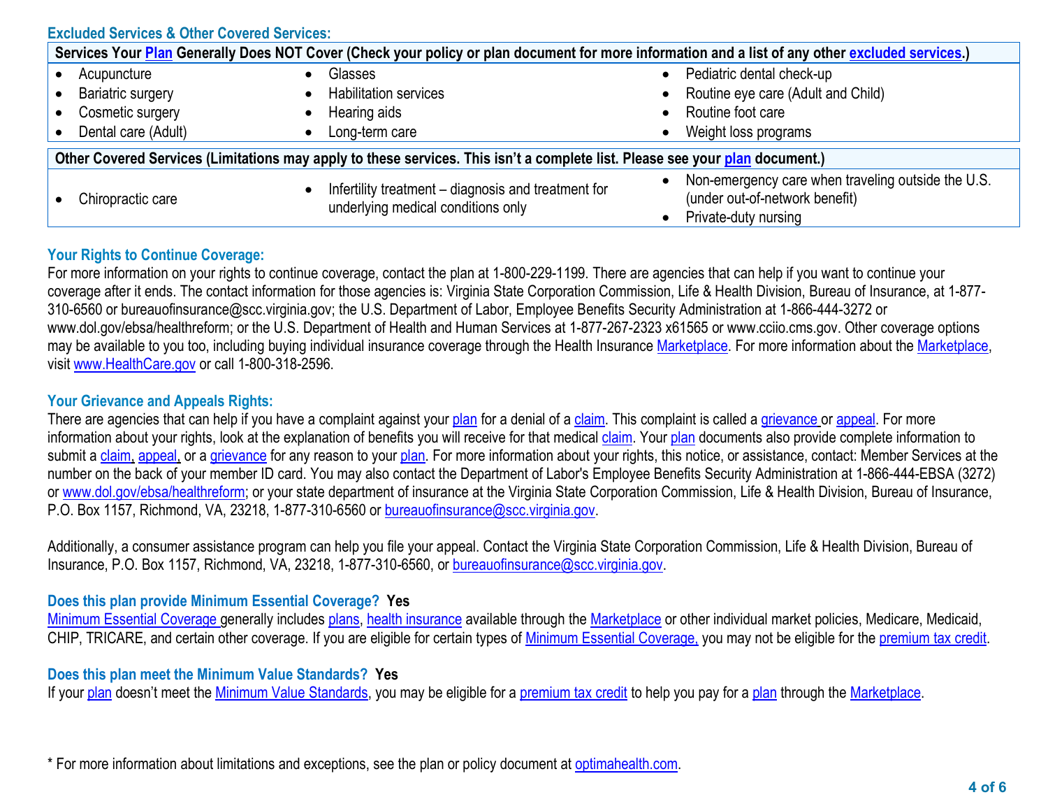### Excluded Services & Other Covered Services:

| Services Your Plan Generally Does NOT Cover (Check your policy or plan document for more information and a list of any other excluded services.) | | |
|---|---|---|
| • Acupuncture<br>• Bariatric surgery<br>• Cosmetic surgery<br>• Dental care (Adult) | • Glasses<br>• Habilitation services<br>• Hearing aids<br>• Long-term care | • Pediatric dental check-up<br>• Routine eye care (Adult and Child)<br>• Routine foot care<br>• Weight loss programs |

| Other Covered Services (Limitations may apply to these services. This isn't a complete list. Please see your plan document.) | | |
|---|---|---|
| • Chiropractic care | • Infertility treatment – diagnosis and treatment for underlying medical conditions only | • Non-emergency care when traveling outside the U.S. (under out-of-network benefit)<br>• Private-duty nursing |

### Your Rights to Continue Coverage:

For more information on your rights to continue coverage, contact the plan at 1-800-229-1199. There are agencies that can help if you want to continue your coverage after it ends. The contact information for those agencies is: Virginia State Corporation Commission, Life & Health Division, Bureau of Insurance, at 1-877-310-6560 or bureauofinsurance@scc.virginia.gov; the U.S. Department of Labor, Employee Benefits Security Administration at 1-866-444-3272 or www.dol.gov/ebsa/healthreform; or the U.S. Department of Health and Human Services at 1-877-267-2323 x61565 or www.cciio.cms.gov. Other coverage options may be available to you too, including buying individual insurance coverage through the Health Insurance Marketplace. For more information about the Marketplace, visit www.HealthCare.gov or call 1-800-318-2596.

### Your Grievance and Appeals Rights:

There are agencies that can help if you have a complaint against your plan for a denial of a claim. This complaint is called a grievance or appeal. For more information about your rights, look at the explanation of benefits you will receive for that medical claim. Your plan documents also provide complete information to submit a claim, appeal, or a grievance for any reason to your plan. For more information about your rights, this notice, or assistance, contact: Member Services at the number on the back of your member ID card. You may also contact the Department of Labor's Employee Benefits Security Administration at 1-866-444-EBSA (3272) or www.dol.gov/ebsa/healthreform; or your state department of insurance at the Virginia State Corporation Commission, Life & Health Division, Bureau of Insurance, P.O. Box 1157, Richmond, VA, 23218, 1-877-310-6560 or bureauofinsurance@scc.virginia.gov.

Additionally, a consumer assistance program can help you file your appeal. Contact the Virginia State Corporation Commission, Life & Health Division, Bureau of Insurance, P.O. Box 1157, Richmond, VA, 23218, 1-877-310-6560, or bureauofinsurance@scc.virginia.gov.

### Does this plan provide Minimum Essential Coverage? Yes

Minimum Essential Coverage generally includes plans, health insurance available through the Marketplace or other individual market policies, Medicare, Medicaid, CHIP, TRICARE, and certain other coverage. If you are eligible for certain types of Minimum Essential Coverage, you may not be eligible for the premium tax credit.

### Does this plan meet the Minimum Value Standards? Yes

If your plan doesn't meet the Minimum Value Standards, you may be eligible for a premium tax credit to help you pay for a plan through the Marketplace.

* For more information about limitations and exceptions, see the plan or policy document at optimahealth.com.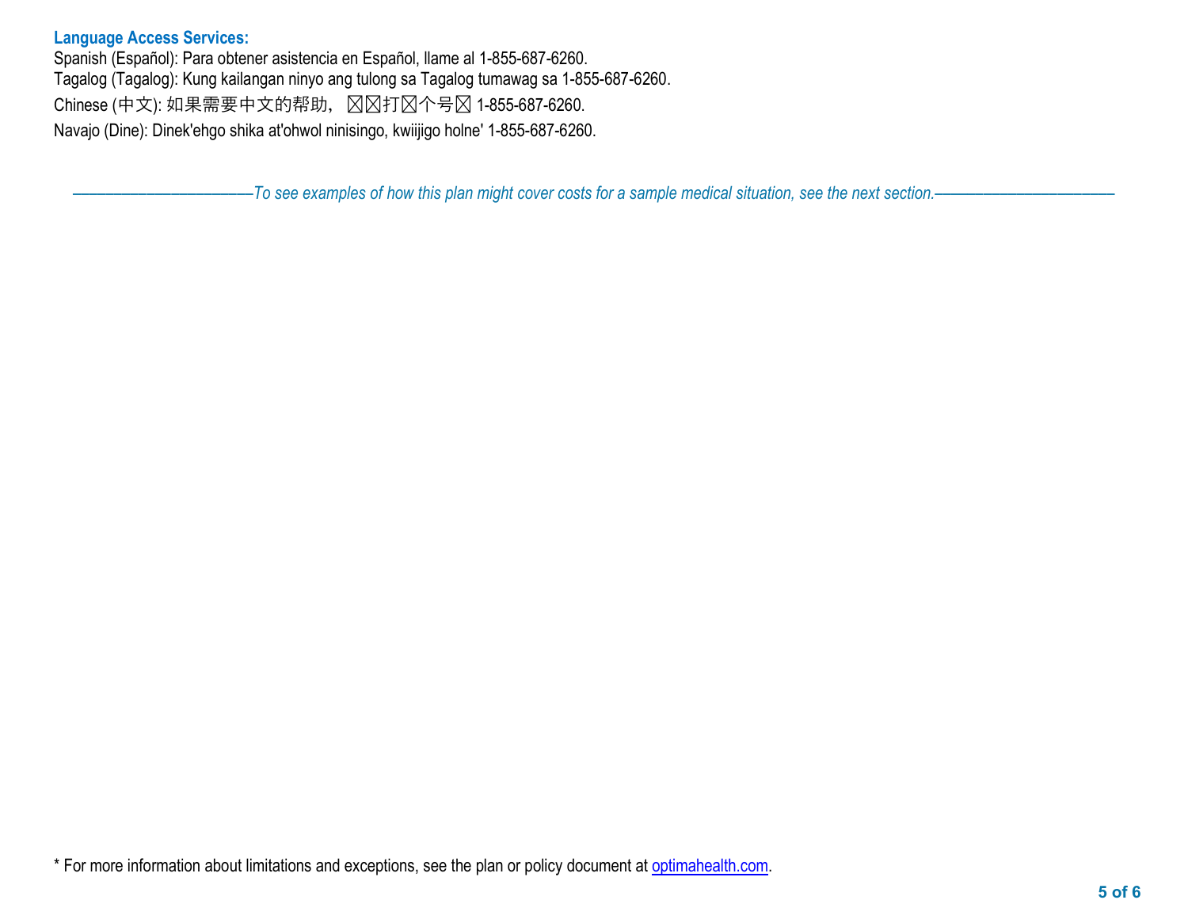**Language Access Services:**

Spanish (Español): Para obtener asistencia en Español, llame al 1-855-687-6260.

Tagalog (Tagalog): Kung kailangan ninyo ang tulong sa Tagalog tumawag sa 1-855-687-6260.

Chinese (中文): 如果需要中文的帮助, ☒☒打☒个号☒ 1-855-687-6260.

Navajo (Dine): Dinek'ehgo shika at'ohwol ninisingo, kwiijigo holne' 1-855-687-6260.

*——————————————To see examples of how this plan might cover costs for a sample medical situation, see the next section.——————————————*

* For more information about limitations and exceptions, see the plan or policy document at optimahealth.com.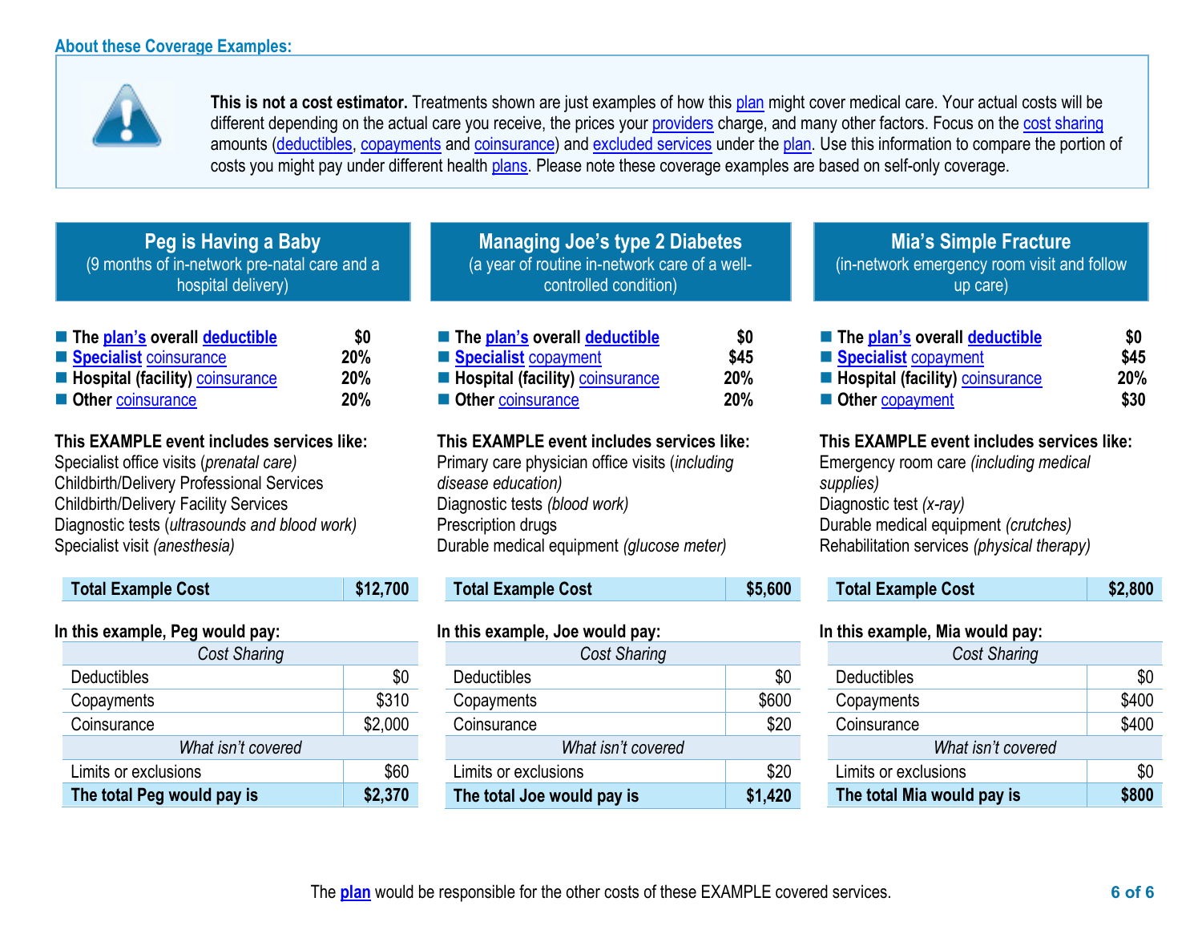## About these Coverage Examples:

**This is not a cost estimator.** Treatments shown are just examples of how this plan might cover medical care. Your actual costs will be different depending on the actual care you receive, the prices your providers charge, and many other factors. Focus on the cost sharing amounts (deductibles, copayments and coinsurance) and excluded services under the plan. Use this information to compare the portion of costs you might pay under different health plans. Please note these coverage examples are based on self-only coverage.

### Peg is Having a Baby
(9 months of in-network pre-natal care and a hospital delivery)

- **The plan's overall deductible** — **$0**
- **Specialist coinsurance** — **20%**
- **Hospital (facility) coinsurance** — **20%**
- **Other coinsurance** — **20%**

**This EXAMPLE event includes services like:**
Specialist office visits (*prenatal care)*
Childbirth/Delivery Professional Services
Childbirth/Delivery Facility Services
Diagnostic tests (*ultrasounds and blood work)*
Specialist visit *(anesthesia)*

| | |
|---|---|
| **Total Example Cost** | **$12,700** |

**In this example, Peg would pay:**

| *Cost Sharing* | |
|---|---|
| Deductibles | $0 |
| Copayments | $310 |
| Coinsurance | $2,000 |
| *What isn't covered* | |
| Limits or exclusions | $60 |
| **The total Peg would pay is** | **$2,370** |

### Managing Joe's type 2 Diabetes
(a year of routine in-network care of a well-controlled condition)

- **The plan's overall deductible** — **$0**
- **Specialist copayment** — **$45**
- **Hospital (facility) coinsurance** — **20%**
- **Other coinsurance** — **20%**

**This EXAMPLE event includes services like:**
Primary care physician office visits (*including disease education)*
Diagnostic tests *(blood work)*
Prescription drugs
Durable medical equipment *(glucose meter)*

| | |
|---|---|
| **Total Example Cost** | **$5,600** |

**In this example, Joe would pay:**

| *Cost Sharing* | |
|---|---|
| Deductibles | $0 |
| Copayments | $600 |
| Coinsurance | $20 |
| *What isn't covered* | |
| Limits or exclusions | $20 |
| **The total Joe would pay is** | **$1,420** |

### Mia's Simple Fracture
(in-network emergency room visit and follow up care)

- **The plan's overall deductible** — **$0**
- **Specialist copayment** — **$45**
- **Hospital (facility) coinsurance** — **20%**
- **Other copayment** — **$30**

**This EXAMPLE event includes services like:**
Emergency room care *(including medical supplies)*
Diagnostic test *(x-ray)*
Durable medical equipment *(crutches)*
Rehabilitation services *(physical therapy)*

| | |
|---|---|
| **Total Example Cost** | **$2,800** |

**In this example, Mia would pay:**

| *Cost Sharing* | |
|---|---|
| Deductibles | $0 |
| Copayments | $400 |
| Coinsurance | $400 |
| *What isn't covered* | |
| Limits or exclusions | $0 |
| **The total Mia would pay is** | **$800** |

The plan would be responsible for the other costs of these EXAMPLE covered services.